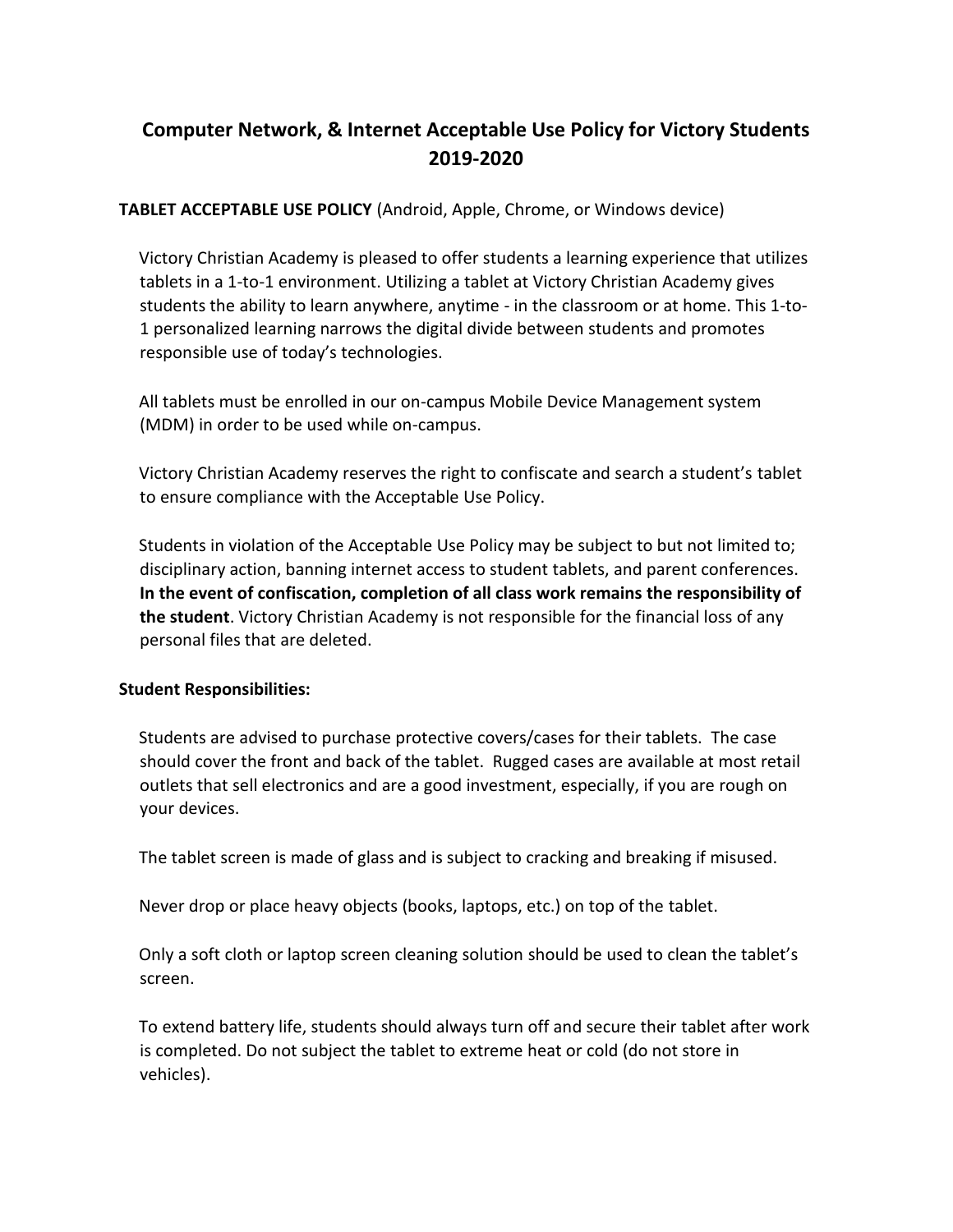# Computer Network, & Internet Acceptable Use Policy for Victory Students 2019-2020

**TABLET ACCEPTABLE USE POLICY** (Android, Apple, Chrome, or Windows device)

Victory Christian Academy is pleased to offer students a learning experience that utilizes tablets in a 1-to-1 environment. Utilizing a tablet at Victory Christian Academy gives students the ability to learn anywhere, anytime - in the classroom or at home. This 1-to-1 personalized learning narrows the digital divide between students and promotes responsible use of today's technologies.

All tablets must be enrolled in our on-campus Mobile Device Management system (MDM) in order to be used while on-campus.

Victory Christian Academy reserves the right to confiscate and search a student's tablet to ensure compliance with the Acceptable Use Policy.

Students in violation of the Acceptable Use Policy may be subject to but not limited to; disciplinary action, banning internet access to student tablets, and parent conferences. **In the event of confiscation, completion of all class work remains the responsibility of the student**. Victory Christian Academy is not responsible for the financial loss of any personal files that are deleted.

**Student Responsibilities:**

Students are advised to purchase protective covers/cases for their tablets. The case should cover the front and back of the tablet. Rugged cases are available at most retail outlets that sell electronics and are a good investment, especially, if you are rough on your devices.

The tablet screen is made of glass and is subject to cracking and breaking if misused.

Never drop or place heavy objects (books, laptops, etc.) on top of the tablet.

Only a soft cloth or laptop screen cleaning solution should be used to clean the tablet's screen.

To extend battery life, students should always turn off and secure their tablet after work is completed. Do not subject the tablet to extreme heat or cold (do not store in vehicles).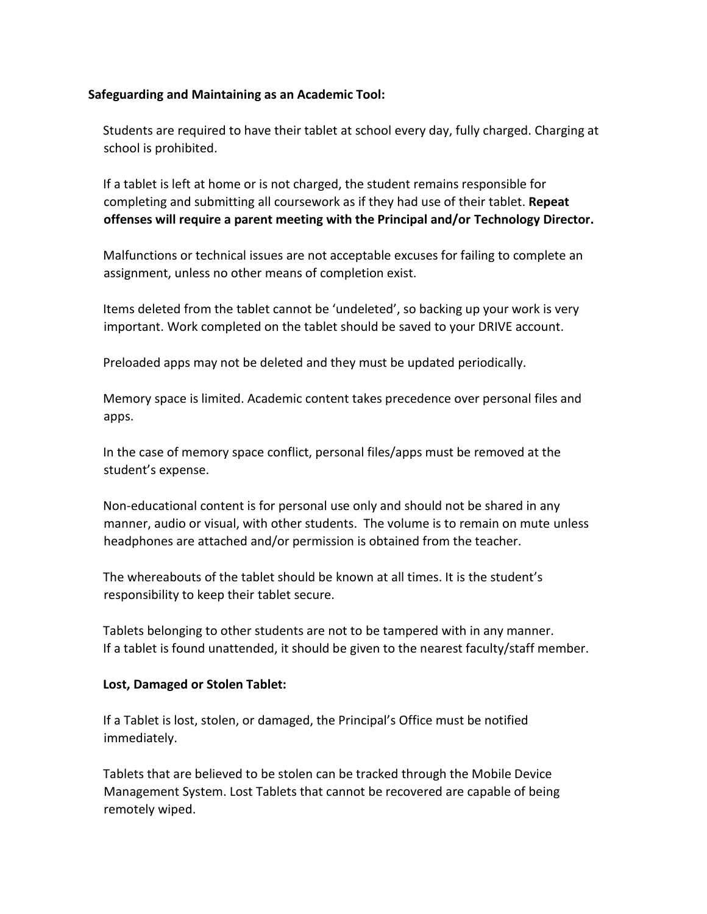**Safeguarding and Maintaining as an Academic Tool:**

Students are required to have their tablet at school every day, fully charged. Charging at school is prohibited.

If a tablet is left at home or is not charged, the student remains responsible for completing and submitting all coursework as if they had use of their tablet. **Repeat offenses will require a parent meeting with the Principal and/or Technology Director.**

Malfunctions or technical issues are not acceptable excuses for failing to complete an assignment, unless no other means of completion exist.

Items deleted from the tablet cannot be 'undeleted', so backing up your work is very important. Work completed on the tablet should be saved to your DRIVE account.

Preloaded apps may not be deleted and they must be updated periodically.

Memory space is limited. Academic content takes precedence over personal files and apps.

In the case of memory space conflict, personal files/apps must be removed at the student's expense.

Non-educational content is for personal use only and should not be shared in any manner, audio or visual, with other students. The volume is to remain on mute unless headphones are attached and/or permission is obtained from the teacher.

The whereabouts of the tablet should be known at all times. It is the student's responsibility to keep their tablet secure.

Tablets belonging to other students are not to be tampered with in any manner. If a tablet is found unattended, it should be given to the nearest faculty/staff member.

**Lost, Damaged or Stolen Tablet:**

If a Tablet is lost, stolen, or damaged, the Principal's Office must be notified immediately.

Tablets that are believed to be stolen can be tracked through the Mobile Device Management System. Lost Tablets that cannot be recovered are capable of being remotely wiped.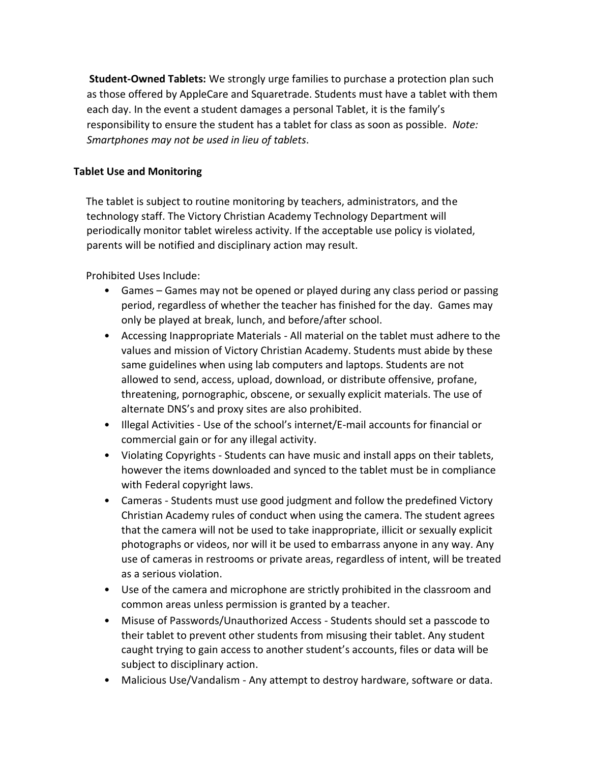**Student-Owned Tablets:** We strongly urge families to purchase a protection plan such as those offered by AppleCare and Squaretrade. Students must have a tablet with them each day. In the event a student damages a personal Tablet, it is the family's responsibility to ensure the student has a tablet for class as soon as possible. *Note: Smartphones may not be used in lieu of tablets*.

**Tablet Use and Monitoring**

The tablet is subject to routine monitoring by teachers, administrators, and the technology staff. The Victory Christian Academy Technology Department will periodically monitor tablet wireless activity. If the acceptable use policy is violated, parents will be notified and disciplinary action may result.

Prohibited Uses Include:

- Games – Games may not be opened or played during any class period or passing period, regardless of whether the teacher has finished for the day. Games may only be played at break, lunch, and before/after school.
- Accessing Inappropriate Materials - All material on the tablet must adhere to the values and mission of Victory Christian Academy. Students must abide by these same guidelines when using lab computers and laptops. Students are not allowed to send, access, upload, download, or distribute offensive, profane, threatening, pornographic, obscene, or sexually explicit materials. The use of alternate DNS's and proxy sites are also prohibited.
- Illegal Activities - Use of the school's internet/E-mail accounts for financial or commercial gain or for any illegal activity.
- Violating Copyrights - Students can have music and install apps on their tablets, however the items downloaded and synced to the tablet must be in compliance with Federal copyright laws.
- Cameras - Students must use good judgment and follow the predefined Victory Christian Academy rules of conduct when using the camera. The student agrees that the camera will not be used to take inappropriate, illicit or sexually explicit photographs or videos, nor will it be used to embarrass anyone in any way. Any use of cameras in restrooms or private areas, regardless of intent, will be treated as a serious violation.
- Use of the camera and microphone are strictly prohibited in the classroom and common areas unless permission is granted by a teacher.
- Misuse of Passwords/Unauthorized Access - Students should set a passcode to their tablet to prevent other students from misusing their tablet. Any student caught trying to gain access to another student's accounts, files or data will be subject to disciplinary action.
- Malicious Use/Vandalism - Any attempt to destroy hardware, software or data.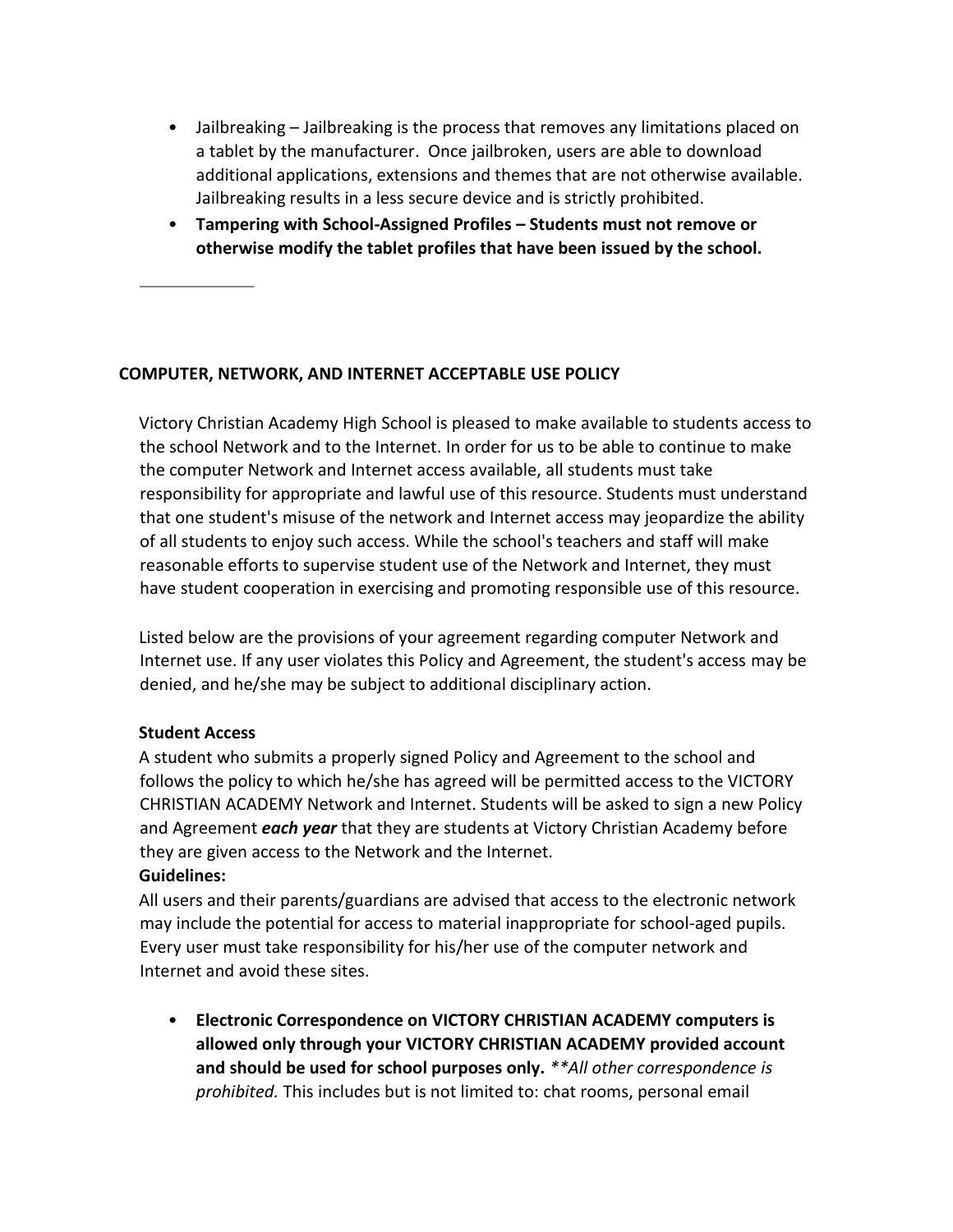- Jailbreaking – Jailbreaking is the process that removes any limitations placed on a tablet by the manufacturer. Once jailbroken, users are able to download additional applications, extensions and themes that are not otherwise available. Jailbreaking results in a less secure device and is strictly prohibited.
- **Tampering with School-Assigned Profiles – Students must not remove or otherwise modify the tablet profiles that have been issued by the school.**

---

## COMPUTER, NETWORK, AND INTERNET ACCEPTABLE USE POLICY

Victory Christian Academy High School is pleased to make available to students access to the school Network and to the Internet. In order for us to be able to continue to make the computer Network and Internet access available, all students must take responsibility for appropriate and lawful use of this resource. Students must understand that one student's misuse of the network and Internet access may jeopardize the ability of all students to enjoy such access. While the school's teachers and staff will make reasonable efforts to supervise student use of the Network and Internet, they must have student cooperation in exercising and promoting responsible use of this resource.

Listed below are the provisions of your agreement regarding computer Network and Internet use. If any user violates this Policy and Agreement, the student's access may be denied, and he/she may be subject to additional disciplinary action.

**Student Access**

A student who submits a properly signed Policy and Agreement to the school and follows the policy to which he/she has agreed will be permitted access to the VICTORY CHRISTIAN ACADEMY Network and Internet. Students will be asked to sign a new Policy and Agreement ***each year*** that they are students at Victory Christian Academy before they are given access to the Network and the Internet.

**Guidelines:**

All users and their parents/guardians are advised that access to the electronic network may include the potential for access to material inappropriate for school-aged pupils. Every user must take responsibility for his/her use of the computer network and Internet and avoid these sites.

- **Electronic Correspondence on VICTORY CHRISTIAN ACADEMY computers is allowed only through your VICTORY CHRISTIAN ACADEMY provided account and should be used for school purposes only.** *\*\*All other correspondence is prohibited.* This includes but is not limited to: chat rooms, personal email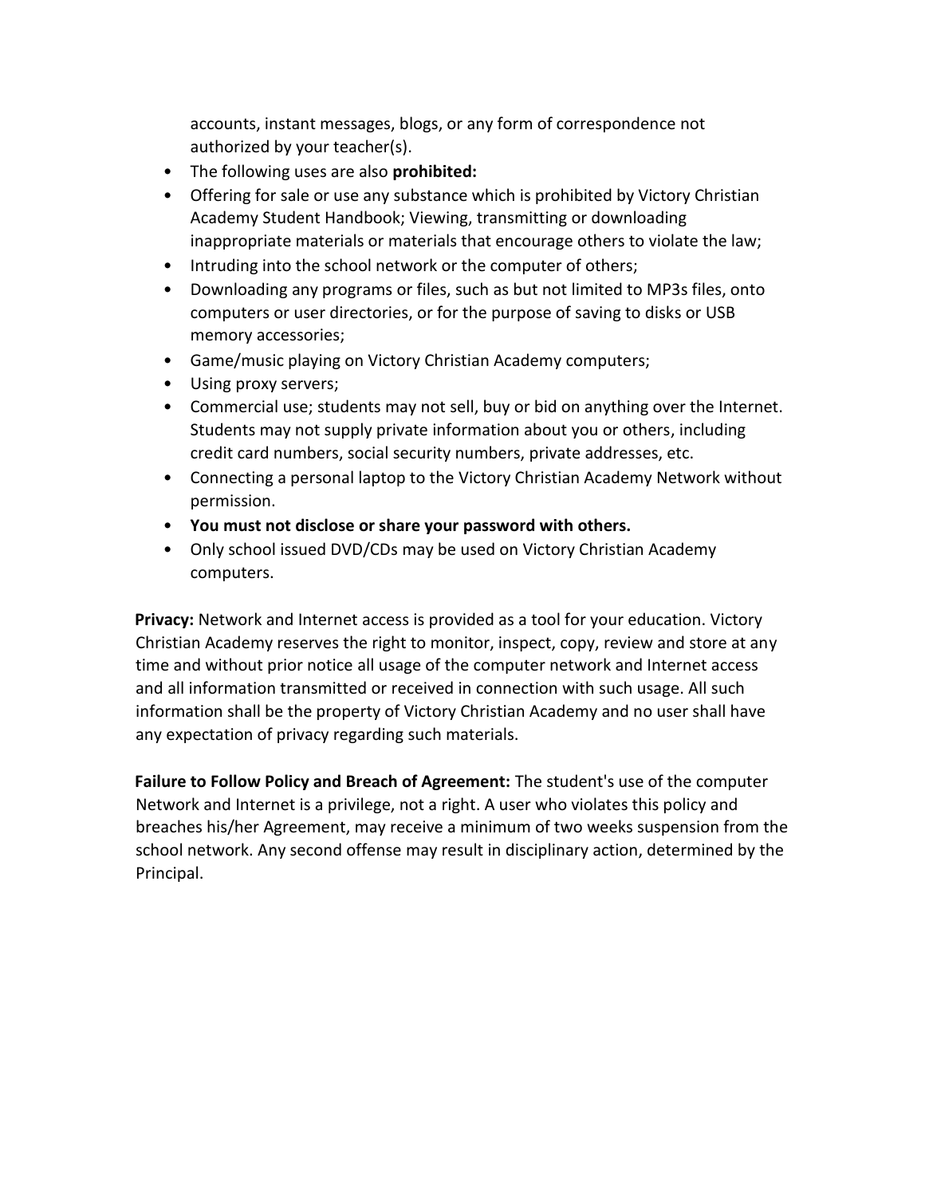accounts, instant messages, blogs, or any form of correspondence not authorized by your teacher(s).

- The following uses are also **prohibited:**
- Offering for sale or use any substance which is prohibited by Victory Christian Academy Student Handbook; Viewing, transmitting or downloading inappropriate materials or materials that encourage others to violate the law;
- Intruding into the school network or the computer of others;
- Downloading any programs or files, such as but not limited to MP3s files, onto computers or user directories, or for the purpose of saving to disks or USB memory accessories;
- Game/music playing on Victory Christian Academy computers;
- Using proxy servers;
- Commercial use; students may not sell, buy or bid on anything over the Internet. Students may not supply private information about you or others, including credit card numbers, social security numbers, private addresses, etc.
- Connecting a personal laptop to the Victory Christian Academy Network without permission.
- **You must not disclose or share your password with others.**
- Only school issued DVD/CDs may be used on Victory Christian Academy computers.

**Privacy:** Network and Internet access is provided as a tool for your education. Victory Christian Academy reserves the right to monitor, inspect, copy, review and store at any time and without prior notice all usage of the computer network and Internet access and all information transmitted or received in connection with such usage. All such information shall be the property of Victory Christian Academy and no user shall have any expectation of privacy regarding such materials.

**Failure to Follow Policy and Breach of Agreement:** The student's use of the computer Network and Internet is a privilege, not a right. A user who violates this policy and breaches his/her Agreement, may receive a minimum of two weeks suspension from the school network. Any second offense may result in disciplinary action, determined by the Principal.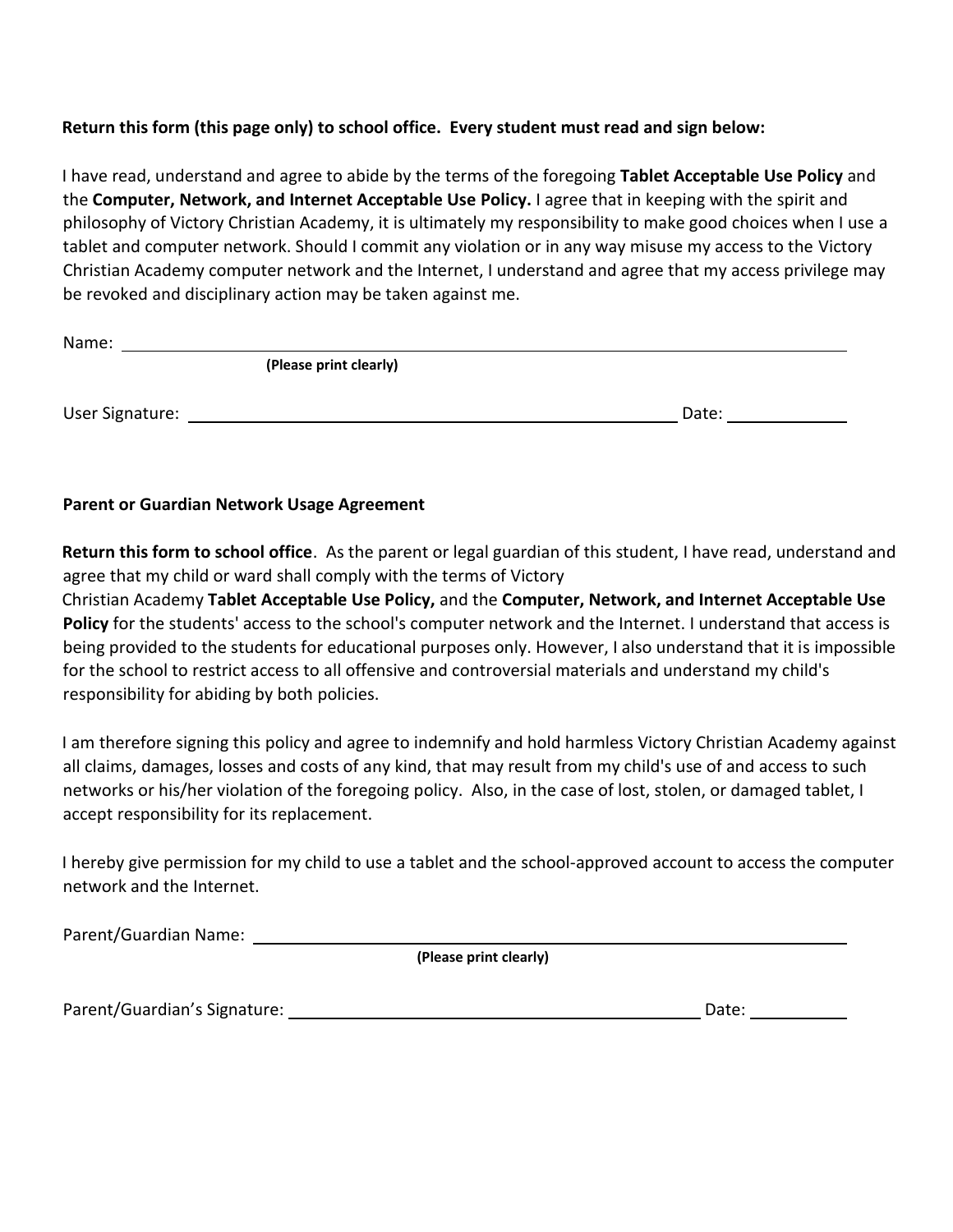**Return this form (this page only) to school office. Every student must read and sign below:**

I have read, understand and agree to abide by the terms of the foregoing **Tablet Acceptable Use Policy** and the **Computer, Network, and Internet Acceptable Use Policy.** I agree that in keeping with the spirit and philosophy of Victory Christian Academy, it is ultimately my responsibility to make good choices when I use a tablet and computer network. Should I commit any violation or in any way misuse my access to the Victory Christian Academy computer network and the Internet, I understand and agree that my access privilege may be revoked and disciplinary action may be taken against me.

Name: ______________________________________________
**(Please print clearly)**

User Signature: ______________________________________ Date: ____________

**Parent or Guardian Network Usage Agreement**

**Return this form to school office**. As the parent or legal guardian of this student, I have read, understand and agree that my child or ward shall comply with the terms of Victory Christian Academy **Tablet Acceptable Use Policy,** and the **Computer, Network, and Internet Acceptable Use Policy** for the students' access to the school's computer network and the Internet. I understand that access is being provided to the students for educational purposes only. However, I also understand that it is impossible for the school to restrict access to all offensive and controversial materials and understand my child's responsibility for abiding by both policies.

I am therefore signing this policy and agree to indemnify and hold harmless Victory Christian Academy against all claims, damages, losses and costs of any kind, that may result from my child's use of and access to such networks or his/her violation of the foregoing policy. Also, in the case of lost, stolen, or damaged tablet, I accept responsibility for its replacement.

I hereby give permission for my child to use a tablet and the school-approved account to access the computer network and the Internet.

Parent/Guardian Name: ______________________________________________
**(Please print clearly)**

Parent/Guardian's Signature: ______________________________________ Date: ____________